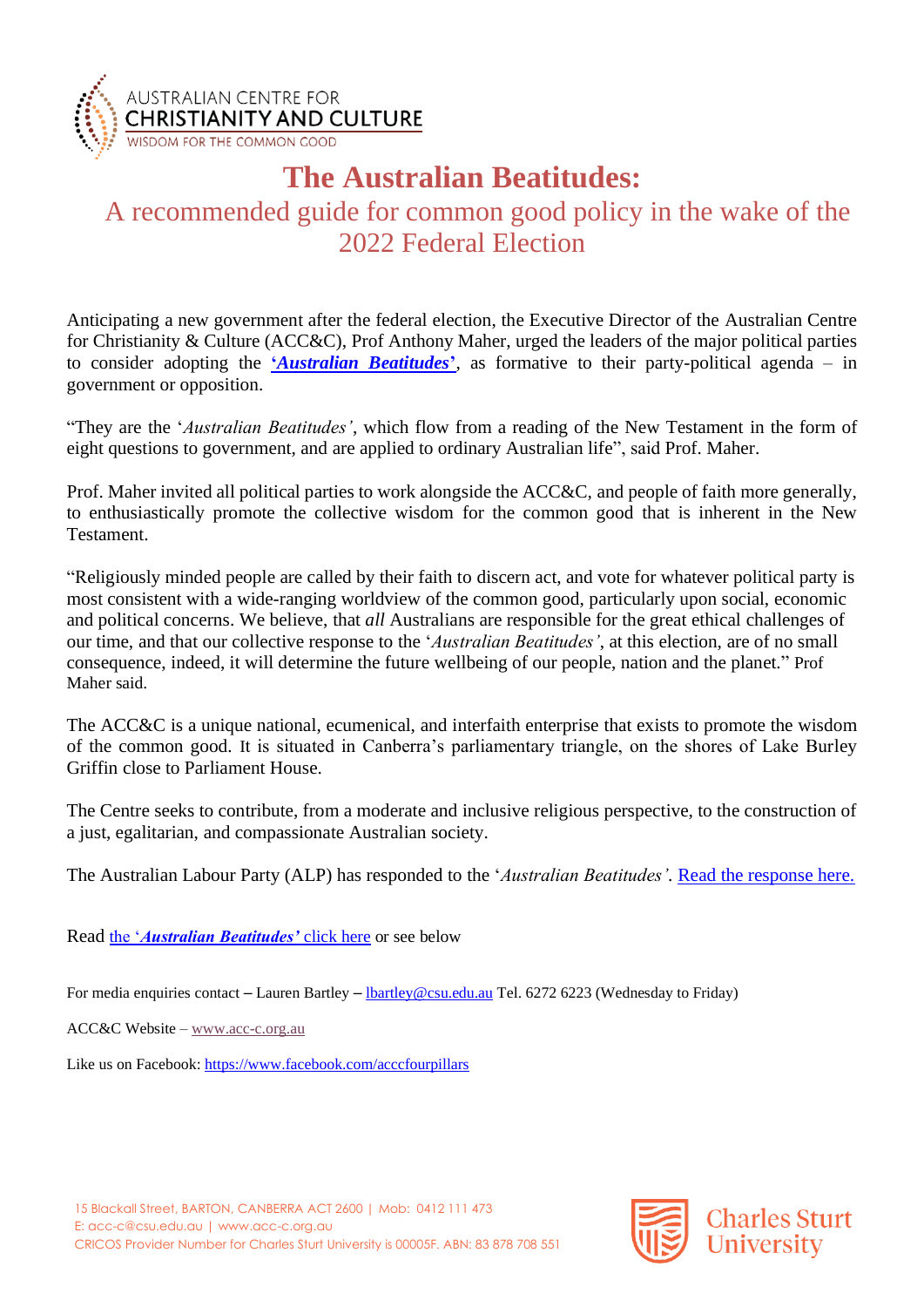AUSTRALIAN CENTRE FOR
CHRISTIANITY AND CULTURE
WISDOM FOR THE COMMON GOOD

# The Australian Beatitudes:

## A recommended guide for common good policy in the wake of the 2022 Federal Election

Anticipating a new government after the federal election, the Executive Director of the Australian Centre for Christianity & Culture (ACC&C), Prof Anthony Maher, urged the leaders of the major political parties to consider adopting the **'*Australian Beatitudes*'**, as formative to their party-political agenda – in government or opposition.

"They are the '*Australian Beatitudes'*, which flow from a reading of the New Testament in the form of eight questions to government, and are applied to ordinary Australian life", said Prof. Maher.

Prof. Maher invited all political parties to work alongside the ACC&C, and people of faith more generally, to enthusiastically promote the collective wisdom for the common good that is inherent in the New Testament.

"Religiously minded people are called by their faith to discern act, and vote for whatever political party is most consistent with a wide-ranging worldview of the common good, particularly upon social, economic and political concerns. We believe, that *all* Australians are responsible for the great ethical challenges of our time, and that our collective response to the '*Australian Beatitudes'*, at this election, are of no small consequence, indeed, it will determine the future wellbeing of our people, nation and the planet." Prof Maher said.

The ACC&C is a unique national, ecumenical, and interfaith enterprise that exists to promote the wisdom of the common good. It is situated in Canberra's parliamentary triangle, on the shores of Lake Burley Griffin close to Parliament House.

The Centre seeks to contribute, from a moderate and inclusive religious perspective, to the construction of a just, egalitarian, and compassionate Australian society.

The Australian Labour Party (ALP) has responded to the '*Australian Beatitudes'*. Read the response here.

Read the '***Australian Beatitudes'*** click here or see below

For media enquiries contact – Lauren Bartley – lbartley@csu.edu.au Tel. 6272 6223 (Wednesday to Friday)

ACC&C Website – www.acc-c.org.au

Like us on Facebook: https://www.facebook.com/acccfourpillars

15 Blackall Street, BARTON, CANBERRA ACT 2600 | Mob: 0412 111 473
E: acc-c@csu.edu.au | www.acc-c.org.au
CRICOS Provider Number for Charles Sturt University is 00005F. ABN: 83 878 708 551

Charles Sturt University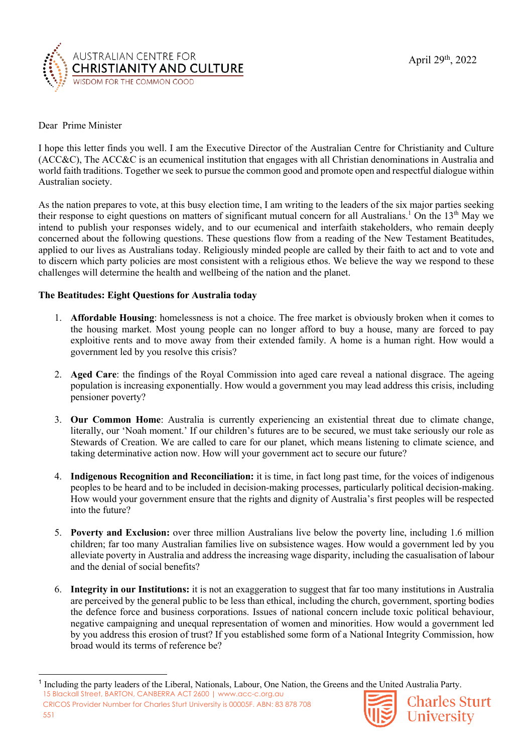AUSTRALIAN CENTRE FOR
CHRISTIANITY AND CULTURE
WISDOM FOR THE COMMON GOOD

April 29th, 2022

Dear Prime Minister

I hope this letter finds you well. I am the Executive Director of the Australian Centre for Christianity and Culture (ACC&C), The ACC&C is an ecumenical institution that engages with all Christian denominations in Australia and world faith traditions. Together we seek to pursue the common good and promote open and respectful dialogue within Australian society.

As the nation prepares to vote, at this busy election time, I am writing to the leaders of the six major parties seeking their response to eight questions on matters of significant mutual concern for all Australians.[1] On the 13th May we intend to publish your responses widely, and to our ecumenical and interfaith stakeholders, who remain deeply concerned about the following questions. These questions flow from a reading of the New Testament Beatitudes, applied to our lives as Australians today. Religiously minded people are called by their faith to act and to vote and to discern which party policies are most consistent with a religious ethos. We believe the way we respond to these challenges will determine the health and wellbeing of the nation and the planet.

**The Beatitudes: Eight Questions for Australia today**

1. **Affordable Housing**: homelessness is not a choice. The free market is obviously broken when it comes to the housing market. Most young people can no longer afford to buy a house, many are forced to pay exploitive rents and to move away from their extended family. A home is a human right. How would a government led by you resolve this crisis?

2. **Aged Care**: the findings of the Royal Commission into aged care reveal a national disgrace. The ageing population is increasing exponentially. How would a government you may lead address this crisis, including pensioner poverty?

3. **Our Common Home**: Australia is currently experiencing an existential threat due to climate change, literally, our 'Noah moment.' If our children's futures are to be secured, we must take seriously our role as Stewards of Creation. We are called to care for our planet, which means listening to climate science, and taking determinative action now. How will your government act to secure our future?

4. **Indigenous Recognition and Reconciliation:** it is time, in fact long past time, for the voices of indigenous peoples to be heard and to be included in decision-making processes, particularly political decision-making. How would your government ensure that the rights and dignity of Australia's first peoples will be respected into the future?

5. **Poverty and Exclusion:** over three million Australians live below the poverty line, including 1.6 million children; far too many Australian families live on subsistence wages. How would a government led by you alleviate poverty in Australia and address the increasing wage disparity, including the casualisation of labour and the denial of social benefits?

6. **Integrity in our Institutions:** it is not an exaggeration to suggest that far too many institutions in Australia are perceived by the general public to be less than ethical, including the church, government, sporting bodies the defence force and business corporations. Issues of national concern include toxic political behaviour, negative campaigning and unequal representation of women and minorities. How would a government led by you address this erosion of trust? If you established some form of a National Integrity Commission, how broad would its terms of reference be?

---

[1] Including the party leaders of the Liberal, Nationals, Labour, One Nation, the Greens and the United Australia Party.

15 Blackall Street, BARTON, CANBERRA ACT 2600 | www.acc-c.org.au
CRICOS Provider Number for Charles Sturt University is 00005F. ABN: 83 878 708 551

Charles Sturt University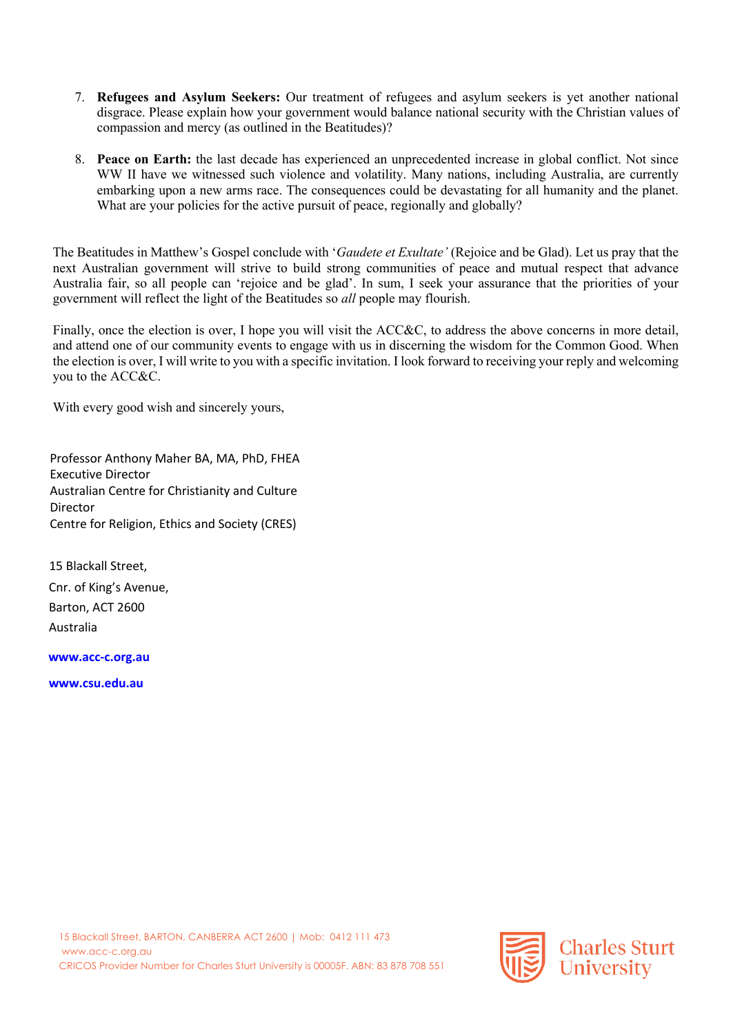7. **Refugees and Asylum Seekers:** Our treatment of refugees and asylum seekers is yet another national disgrace. Please explain how your government would balance national security with the Christian values of compassion and mercy (as outlined in the Beatitudes)?

8. **Peace on Earth:** the last decade has experienced an unprecedented increase in global conflict. Not since WW II have we witnessed such violence and volatility. Many nations, including Australia, are currently embarking upon a new arms race. The consequences could be devastating for all humanity and the planet. What are your policies for the active pursuit of peace, regionally and globally?

The Beatitudes in Matthew's Gospel conclude with '*Gaudete et Exultate'* (Rejoice and be Glad). Let us pray that the next Australian government will strive to build strong communities of peace and mutual respect that advance Australia fair, so all people can 'rejoice and be glad'. In sum, I seek your assurance that the priorities of your government will reflect the light of the Beatitudes so *all* people may flourish.

Finally, once the election is over, I hope you will visit the ACC&C, to address the above concerns in more detail, and attend one of our community events to engage with us in discerning the wisdom for the Common Good. When the election is over, I will write to you with a specific invitation. I look forward to receiving your reply and welcoming you to the ACC&C.

With every good wish and sincerely yours,

Professor Anthony Maher BA, MA, PhD, FHEA
Executive Director
Australian Centre for Christianity and Culture
Director
Centre for Religion, Ethics and Society (CRES)

15 Blackall Street,
Cnr. of King's Avenue,
Barton, ACT 2600
Australia

**www.acc-c.org.au**

**www.csu.edu.au**

15 Blackall Street, BARTON, CANBERRA ACT 2600 | Mob: 0412 111 473
www.acc-c.org.au
CRICOS Provider Number for Charles Sturt University is 00005F. ABN: 83 878 708 551

Charles Sturt University